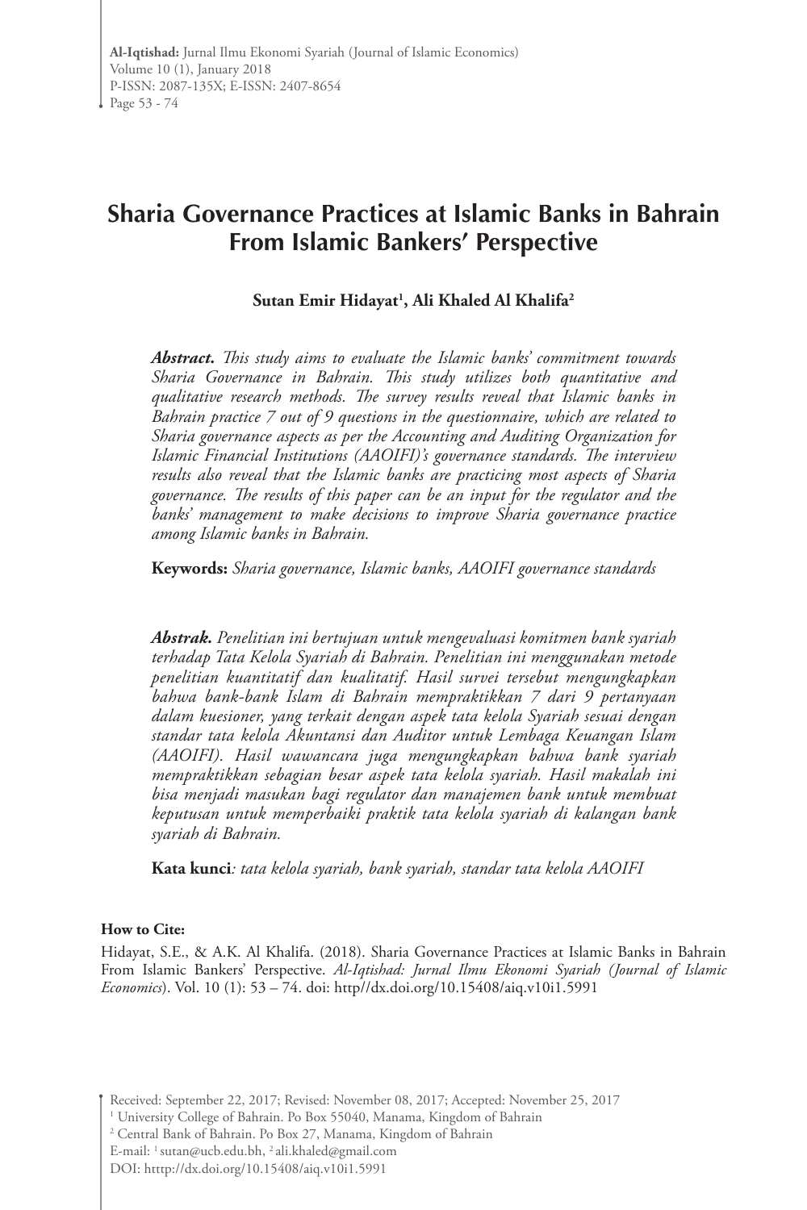# Sharia Governance Practices at Islamic Banks in Bahrain From Islamic Bankers' Perspective

**Sutan Emir Hidayat[1], Ali Khaled Al Khalifa[2]**

***Abstract.*** *This study aims to evaluate the Islamic banks' commitment towards Sharia Governance in Bahrain. This study utilizes both quantitative and qualitative research methods. The survey results reveal that Islamic banks in Bahrain practice 7 out of 9 questions in the questionnaire, which are related to Sharia governance aspects as per the Accounting and Auditing Organization for Islamic Financial Institutions (AAOIFI)'s governance standards. The interview results also reveal that the Islamic banks are practicing most aspects of Sharia governance. The results of this paper can be an input for the regulator and the banks' management to make decisions to improve Sharia governance practice among Islamic banks in Bahrain.*

**Keywords:** *Sharia governance, Islamic banks, AAOIFI governance standards*

***Abstrak.*** *Penelitian ini bertujuan untuk mengevaluasi komitmen bank syariah terhadap Tata Kelola Syariah di Bahrain. Penelitian ini menggunakan metode penelitian kuantitatif dan kualitatif. Hasil survei tersebut mengungkapkan bahwa bank-bank Islam di Bahrain mempraktikkan 7 dari 9 pertanyaan dalam kuesioner, yang terkait dengan aspek tata kelola Syariah sesuai dengan standar tata kelola Akuntansi dan Auditor untuk Lembaga Keuangan Islam (AAOIFI). Hasil wawancara juga mengungkapkan bahwa bank syariah mempraktikkan sebagian besar aspek tata kelola syariah. Hasil makalah ini bisa menjadi masukan bagi regulator dan manajemen bank untuk membuat keputusan untuk memperbaiki praktik tata kelola syariah di kalangan bank syariah di Bahrain.*

**Kata kunci***:* *tata kelola syariah, bank syariah, standar tata kelola AAOIFI*

**How to Cite:**

Hidayat, S.E., & A.K. Al Khalifa. (2018). Sharia Governance Practices at Islamic Banks in Bahrain From Islamic Bankers' Perspective. *Al-Iqtishad: Jurnal Ilmu Ekonomi Syariah (Journal of Islamic Economics)*. Vol. 10 (1): 53 – 74. doi: http//dx.doi.org/10.15408/aiq.v10i1.5991

Received: September 22, 2017; Revised: November 08, 2017; Accepted: November 25, 2017

[1] University College of Bahrain. Po Box 55040, Manama, Kingdom of Bahrain

[2] Central Bank of Bahrain. Po Box 27, Manama, Kingdom of Bahrain

E-mail: [1]sutan@ucb.edu.bh, [2]ali.khaled@gmail.com

DOI: htttp://dx.doi.org/10.15408/aiq.v10i1.5991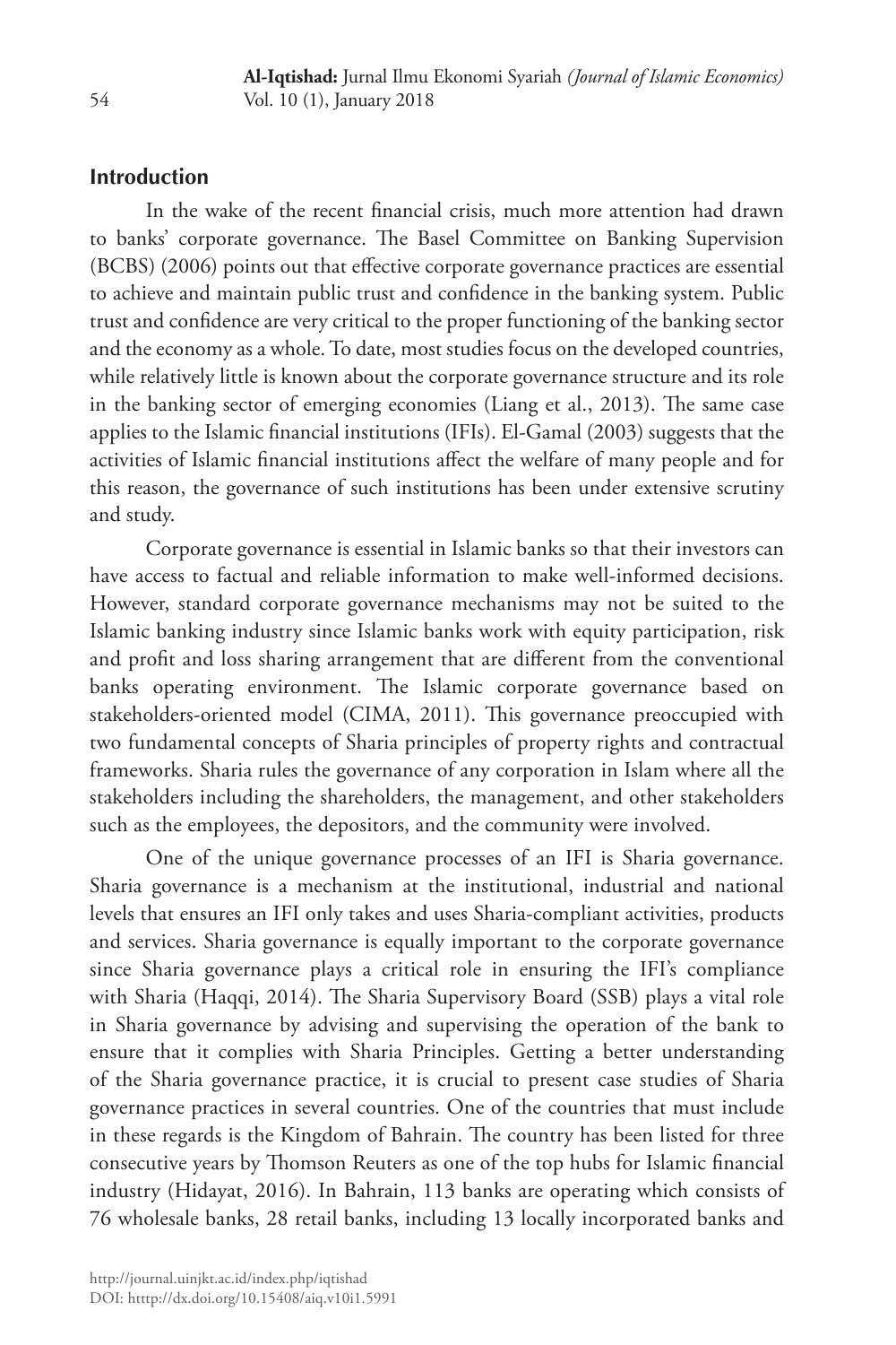## Introduction

In the wake of the recent financial crisis, much more attention had drawn to banks' corporate governance. The Basel Committee on Banking Supervision (BCBS) (2006) points out that effective corporate governance practices are essential to achieve and maintain public trust and confidence in the banking system. Public trust and confidence are very critical to the proper functioning of the banking sector and the economy as a whole. To date, most studies focus on the developed countries, while relatively little is known about the corporate governance structure and its role in the banking sector of emerging economies (Liang et al., 2013). The same case applies to the Islamic financial institutions (IFIs). El-Gamal (2003) suggests that the activities of Islamic financial institutions affect the welfare of many people and for this reason, the governance of such institutions has been under extensive scrutiny and study.

Corporate governance is essential in Islamic banks so that their investors can have access to factual and reliable information to make well-informed decisions. However, standard corporate governance mechanisms may not be suited to the Islamic banking industry since Islamic banks work with equity participation, risk and profit and loss sharing arrangement that are different from the conventional banks operating environment. The Islamic corporate governance based on stakeholders-oriented model (CIMA, 2011). This governance preoccupied with two fundamental concepts of Sharia principles of property rights and contractual frameworks. Sharia rules the governance of any corporation in Islam where all the stakeholders including the shareholders, the management, and other stakeholders such as the employees, the depositors, and the community were involved.

One of the unique governance processes of an IFI is Sharia governance. Sharia governance is a mechanism at the institutional, industrial and national levels that ensures an IFI only takes and uses Sharia-compliant activities, products and services. Sharia governance is equally important to the corporate governance since Sharia governance plays a critical role in ensuring the IFI's compliance with Sharia (Haqqi, 2014). The Sharia Supervisory Board (SSB) plays a vital role in Sharia governance by advising and supervising the operation of the bank to ensure that it complies with Sharia Principles. Getting a better understanding of the Sharia governance practice, it is crucial to present case studies of Sharia governance practices in several countries. One of the countries that must include in these regards is the Kingdom of Bahrain. The country has been listed for three consecutive years by Thomson Reuters as one of the top hubs for Islamic financial industry (Hidayat, 2016). In Bahrain, 113 banks are operating which consists of 76 wholesale banks, 28 retail banks, including 13 locally incorporated banks and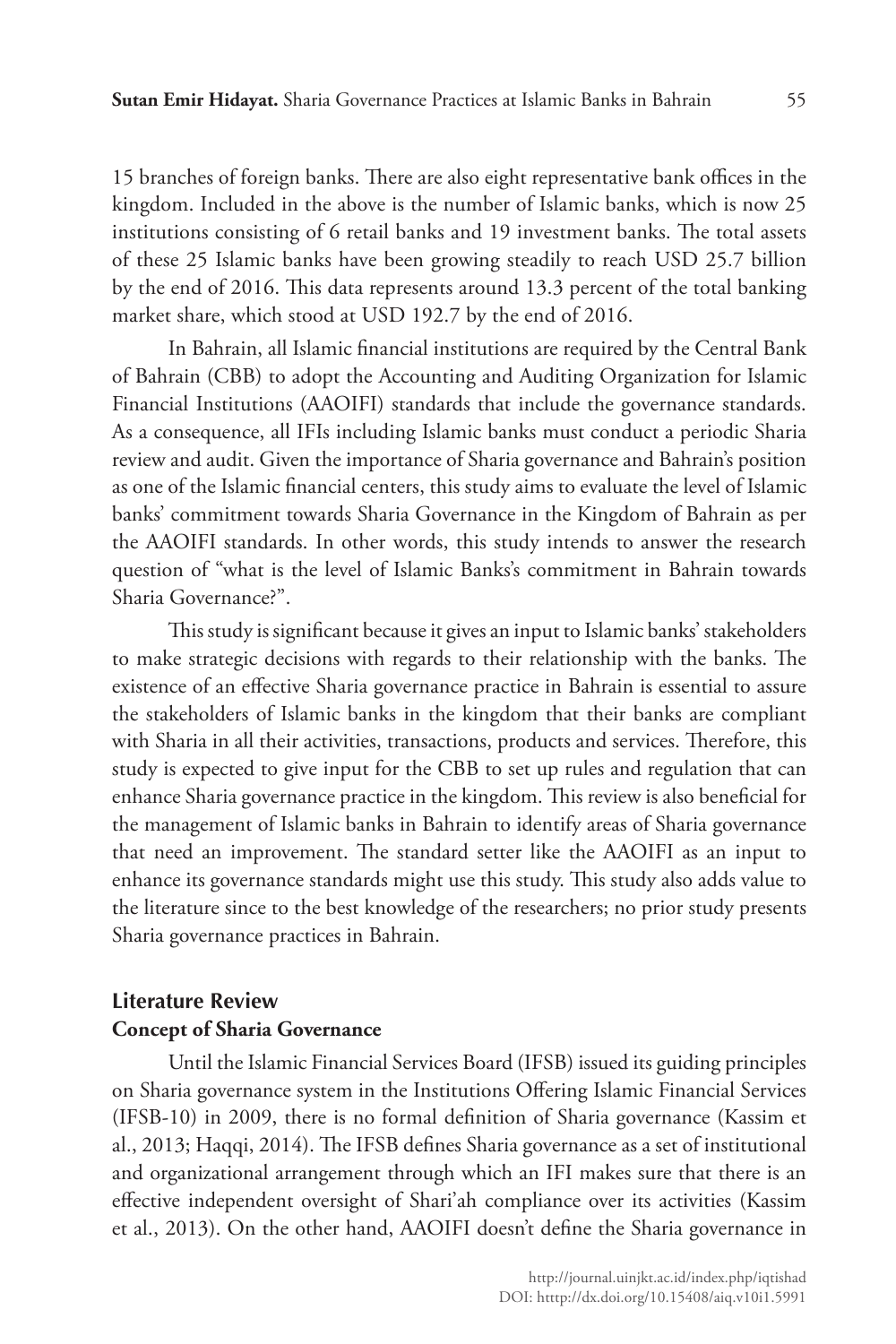15 branches of foreign banks. There are also eight representative bank offices in the kingdom. Included in the above is the number of Islamic banks, which is now 25 institutions consisting of 6 retail banks and 19 investment banks. The total assets of these 25 Islamic banks have been growing steadily to reach USD 25.7 billion by the end of 2016. This data represents around 13.3 percent of the total banking market share, which stood at USD 192.7 by the end of 2016.

In Bahrain, all Islamic financial institutions are required by the Central Bank of Bahrain (CBB) to adopt the Accounting and Auditing Organization for Islamic Financial Institutions (AAOIFI) standards that include the governance standards. As a consequence, all IFIs including Islamic banks must conduct a periodic Sharia review and audit. Given the importance of Sharia governance and Bahrain's position as one of the Islamic financial centers, this study aims to evaluate the level of Islamic banks' commitment towards Sharia Governance in the Kingdom of Bahrain as per the AAOIFI standards. In other words, this study intends to answer the research question of "what is the level of Islamic Banks's commitment in Bahrain towards Sharia Governance?".

This study is significant because it gives an input to Islamic banks' stakeholders to make strategic decisions with regards to their relationship with the banks. The existence of an effective Sharia governance practice in Bahrain is essential to assure the stakeholders of Islamic banks in the kingdom that their banks are compliant with Sharia in all their activities, transactions, products and services. Therefore, this study is expected to give input for the CBB to set up rules and regulation that can enhance Sharia governance practice in the kingdom. This review is also beneficial for the management of Islamic banks in Bahrain to identify areas of Sharia governance that need an improvement. The standard setter like the AAOIFI as an input to enhance its governance standards might use this study. This study also adds value to the literature since to the best knowledge of the researchers; no prior study presents Sharia governance practices in Bahrain.

## Literature Review

### Concept of Sharia Governance

Until the Islamic Financial Services Board (IFSB) issued its guiding principles on Sharia governance system in the Institutions Offering Islamic Financial Services (IFSB-10) in 2009, there is no formal definition of Sharia governance (Kassim et al., 2013; Haqqi, 2014). The IFSB defines Sharia governance as a set of institutional and organizational arrangement through which an IFI makes sure that there is an effective independent oversight of Shari'ah compliance over its activities (Kassim et al., 2013). On the other hand, AAOIFI doesn't define the Sharia governance in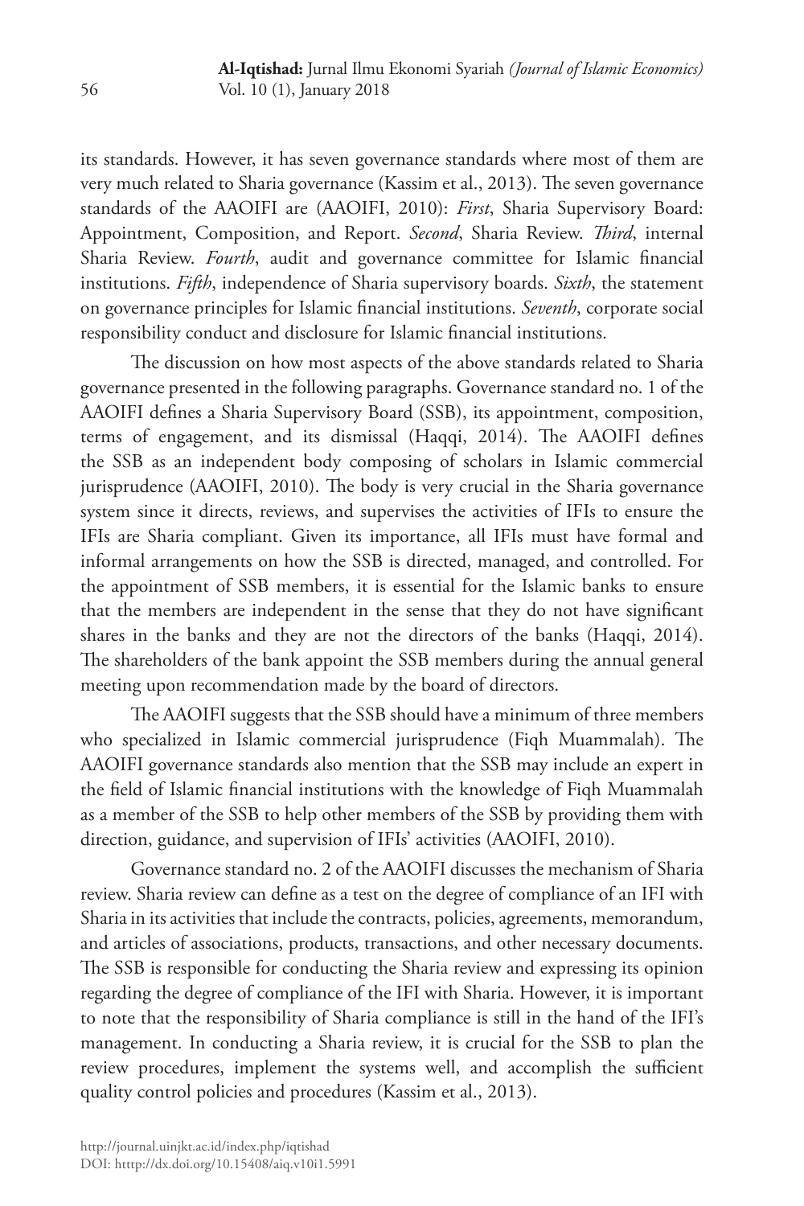its standards. However, it has seven governance standards where most of them are very much related to Sharia governance (Kassim et al., 2013). The seven governance standards of the AAOIFI are (AAOIFI, 2010): *First*, Sharia Supervisory Board: Appointment, Composition, and Report. *Second*, Sharia Review. *Third*, internal Sharia Review. *Fourth*, audit and governance committee for Islamic financial institutions. *Fifth*, independence of Sharia supervisory boards. *Sixth*, the statement on governance principles for Islamic financial institutions. *Seventh*, corporate social responsibility conduct and disclosure for Islamic financial institutions.

The discussion on how most aspects of the above standards related to Sharia governance presented in the following paragraphs. Governance standard no. 1 of the AAOIFI defines a Sharia Supervisory Board (SSB), its appointment, composition, terms of engagement, and its dismissal (Haqqi, 2014). The AAOIFI defines the SSB as an independent body composing of scholars in Islamic commercial jurisprudence (AAOIFI, 2010). The body is very crucial in the Sharia governance system since it directs, reviews, and supervises the activities of IFIs to ensure the IFIs are Sharia compliant. Given its importance, all IFIs must have formal and informal arrangements on how the SSB is directed, managed, and controlled. For the appointment of SSB members, it is essential for the Islamic banks to ensure that the members are independent in the sense that they do not have significant shares in the banks and they are not the directors of the banks (Haqqi, 2014). The shareholders of the bank appoint the SSB members during the annual general meeting upon recommendation made by the board of directors.

The AAOIFI suggests that the SSB should have a minimum of three members who specialized in Islamic commercial jurisprudence (Fiqh Muammalah). The AAOIFI governance standards also mention that the SSB may include an expert in the field of Islamic financial institutions with the knowledge of Fiqh Muammalah as a member of the SSB to help other members of the SSB by providing them with direction, guidance, and supervision of IFIs' activities (AAOIFI, 2010).

Governance standard no. 2 of the AAOIFI discusses the mechanism of Sharia review. Sharia review can define as a test on the degree of compliance of an IFI with Sharia in its activities that include the contracts, policies, agreements, memorandum, and articles of associations, products, transactions, and other necessary documents. The SSB is responsible for conducting the Sharia review and expressing its opinion regarding the degree of compliance of the IFI with Sharia. However, it is important to note that the responsibility of Sharia compliance is still in the hand of the IFI's management. In conducting a Sharia review, it is crucial for the SSB to plan the review procedures, implement the systems well, and accomplish the sufficient quality control policies and procedures (Kassim et al., 2013).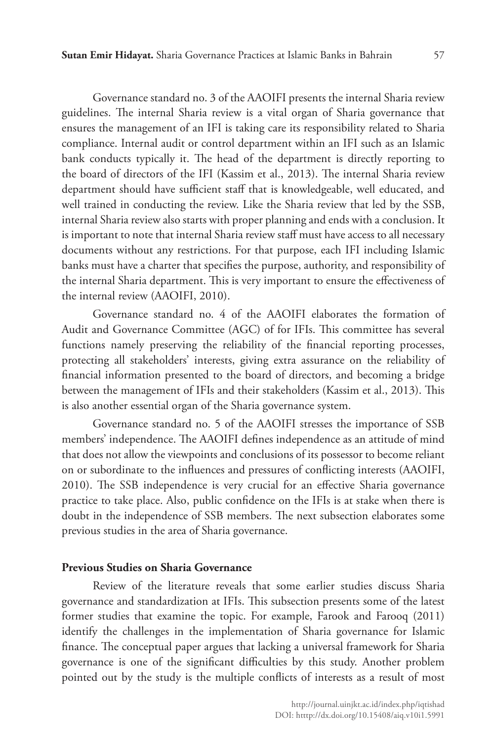Governance standard no. 3 of the AAOIFI presents the internal Sharia review guidelines. The internal Sharia review is a vital organ of Sharia governance that ensures the management of an IFI is taking care its responsibility related to Sharia compliance. Internal audit or control department within an IFI such as an Islamic bank conducts typically it. The head of the department is directly reporting to the board of directors of the IFI (Kassim et al., 2013). The internal Sharia review department should have sufficient staff that is knowledgeable, well educated, and well trained in conducting the review. Like the Sharia review that led by the SSB, internal Sharia review also starts with proper planning and ends with a conclusion. It is important to note that internal Sharia review staff must have access to all necessary documents without any restrictions. For that purpose, each IFI including Islamic banks must have a charter that specifies the purpose, authority, and responsibility of the internal Sharia department. This is very important to ensure the effectiveness of the internal review (AAOIFI, 2010).

Governance standard no. 4 of the AAOIFI elaborates the formation of Audit and Governance Committee (AGC) of for IFIs. This committee has several functions namely preserving the reliability of the financial reporting processes, protecting all stakeholders' interests, giving extra assurance on the reliability of financial information presented to the board of directors, and becoming a bridge between the management of IFIs and their stakeholders (Kassim et al., 2013). This is also another essential organ of the Sharia governance system.

Governance standard no. 5 of the AAOIFI stresses the importance of SSB members' independence. The AAOIFI defines independence as an attitude of mind that does not allow the viewpoints and conclusions of its possessor to become reliant on or subordinate to the influences and pressures of conflicting interests (AAOIFI, 2010). The SSB independence is very crucial for an effective Sharia governance practice to take place. Also, public confidence on the IFIs is at stake when there is doubt in the independence of SSB members. The next subsection elaborates some previous studies in the area of Sharia governance.

**Previous Studies on Sharia Governance**

Review of the literature reveals that some earlier studies discuss Sharia governance and standardization at IFIs. This subsection presents some of the latest former studies that examine the topic. For example, Farook and Farooq (2011) identify the challenges in the implementation of Sharia governance for Islamic finance. The conceptual paper argues that lacking a universal framework for Sharia governance is one of the significant difficulties by this study. Another problem pointed out by the study is the multiple conflicts of interests as a result of most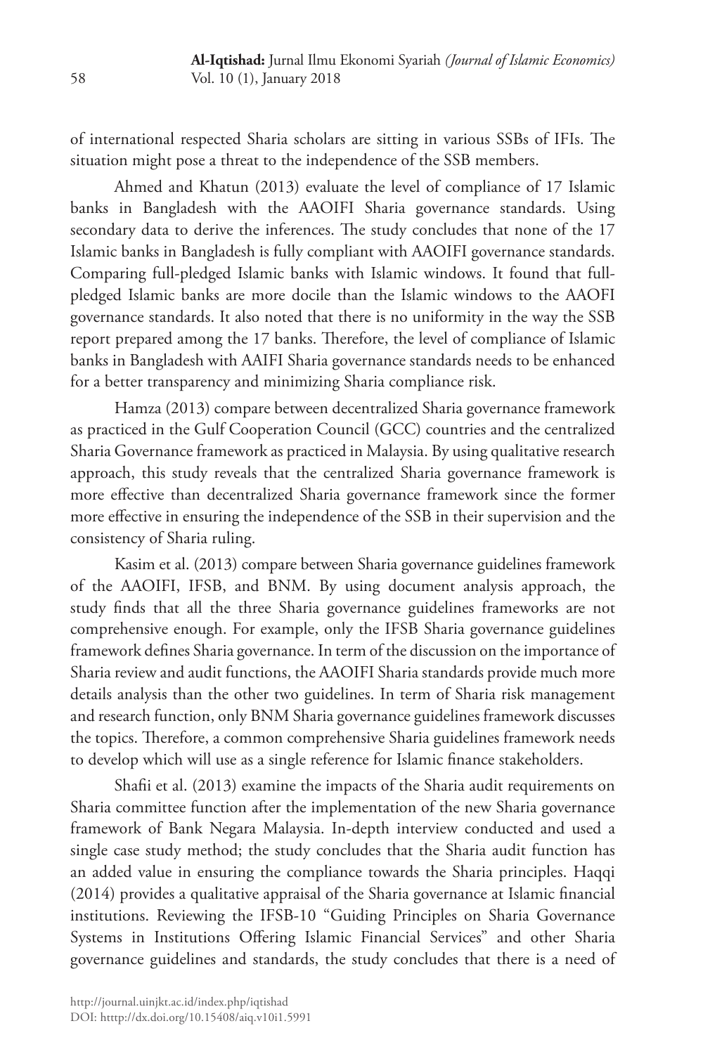of international respected Sharia scholars are sitting in various SSBs of IFIs. The situation might pose a threat to the independence of the SSB members.

Ahmed and Khatun (2013) evaluate the level of compliance of 17 Islamic banks in Bangladesh with the AAOIFI Sharia governance standards. Using secondary data to derive the inferences. The study concludes that none of the 17 Islamic banks in Bangladesh is fully compliant with AAOIFI governance standards. Comparing full-pledged Islamic banks with Islamic windows. It found that full-pledged Islamic banks are more docile than the Islamic windows to the AAOFI governance standards. It also noted that there is no uniformity in the way the SSB report prepared among the 17 banks. Therefore, the level of compliance of Islamic banks in Bangladesh with AAIFI Sharia governance standards needs to be enhanced for a better transparency and minimizing Sharia compliance risk.

Hamza (2013) compare between decentralized Sharia governance framework as practiced in the Gulf Cooperation Council (GCC) countries and the centralized Sharia Governance framework as practiced in Malaysia. By using qualitative research approach, this study reveals that the centralized Sharia governance framework is more effective than decentralized Sharia governance framework since the former more effective in ensuring the independence of the SSB in their supervision and the consistency of Sharia ruling.

Kasim et al. (2013) compare between Sharia governance guidelines framework of the AAOIFI, IFSB, and BNM. By using document analysis approach, the study finds that all the three Sharia governance guidelines frameworks are not comprehensive enough. For example, only the IFSB Sharia governance guidelines framework defines Sharia governance. In term of the discussion on the importance of Sharia review and audit functions, the AAOIFI Sharia standards provide much more details analysis than the other two guidelines. In term of Sharia risk management and research function, only BNM Sharia governance guidelines framework discusses the topics. Therefore, a common comprehensive Sharia guidelines framework needs to develop which will use as a single reference for Islamic finance stakeholders.

Shafii et al. (2013) examine the impacts of the Sharia audit requirements on Sharia committee function after the implementation of the new Sharia governance framework of Bank Negara Malaysia. In-depth interview conducted and used a single case study method; the study concludes that the Sharia audit function has an added value in ensuring the compliance towards the Sharia principles. Haqqi (2014) provides a qualitative appraisal of the Sharia governance at Islamic financial institutions. Reviewing the IFSB-10 "Guiding Principles on Sharia Governance Systems in Institutions Offering Islamic Financial Services" and other Sharia governance guidelines and standards, the study concludes that there is a need of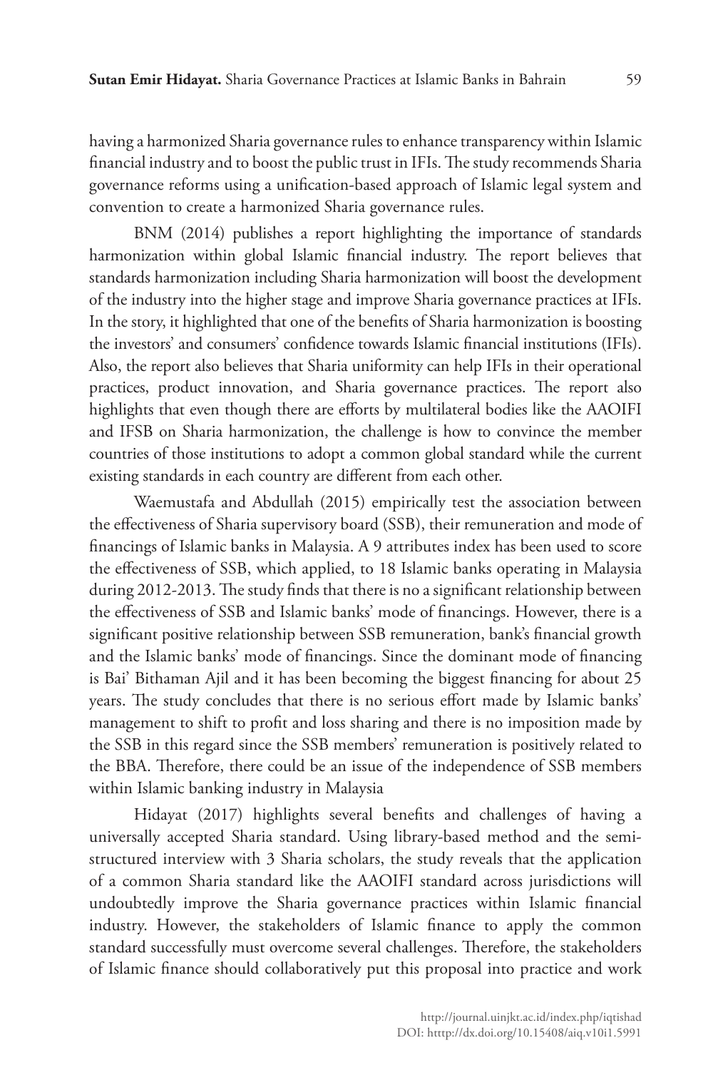having a harmonized Sharia governance rules to enhance transparency within Islamic financial industry and to boost the public trust in IFIs. The study recommends Sharia governance reforms using a unification-based approach of Islamic legal system and convention to create a harmonized Sharia governance rules.

BNM (2014) publishes a report highlighting the importance of standards harmonization within global Islamic financial industry. The report believes that standards harmonization including Sharia harmonization will boost the development of the industry into the higher stage and improve Sharia governance practices at IFIs. In the story, it highlighted that one of the benefits of Sharia harmonization is boosting the investors' and consumers' confidence towards Islamic financial institutions (IFIs). Also, the report also believes that Sharia uniformity can help IFIs in their operational practices, product innovation, and Sharia governance practices. The report also highlights that even though there are efforts by multilateral bodies like the AAOIFI and IFSB on Sharia harmonization, the challenge is how to convince the member countries of those institutions to adopt a common global standard while the current existing standards in each country are different from each other.

Waemustafa and Abdullah (2015) empirically test the association between the effectiveness of Sharia supervisory board (SSB), their remuneration and mode of financings of Islamic banks in Malaysia. A 9 attributes index has been used to score the effectiveness of SSB, which applied, to 18 Islamic banks operating in Malaysia during 2012-2013. The study finds that there is no a significant relationship between the effectiveness of SSB and Islamic banks' mode of financings. However, there is a significant positive relationship between SSB remuneration, bank's financial growth and the Islamic banks' mode of financings. Since the dominant mode of financing is Bai' Bithaman Ajil and it has been becoming the biggest financing for about 25 years. The study concludes that there is no serious effort made by Islamic banks' management to shift to profit and loss sharing and there is no imposition made by the SSB in this regard since the SSB members' remuneration is positively related to the BBA. Therefore, there could be an issue of the independence of SSB members within Islamic banking industry in Malaysia

Hidayat (2017) highlights several benefits and challenges of having a universally accepted Sharia standard. Using library-based method and the semi-structured interview with 3 Sharia scholars, the study reveals that the application of a common Sharia standard like the AAOIFI standard across jurisdictions will undoubtedly improve the Sharia governance practices within Islamic financial industry. However, the stakeholders of Islamic finance to apply the common standard successfully must overcome several challenges. Therefore, the stakeholders of Islamic finance should collaboratively put this proposal into practice and work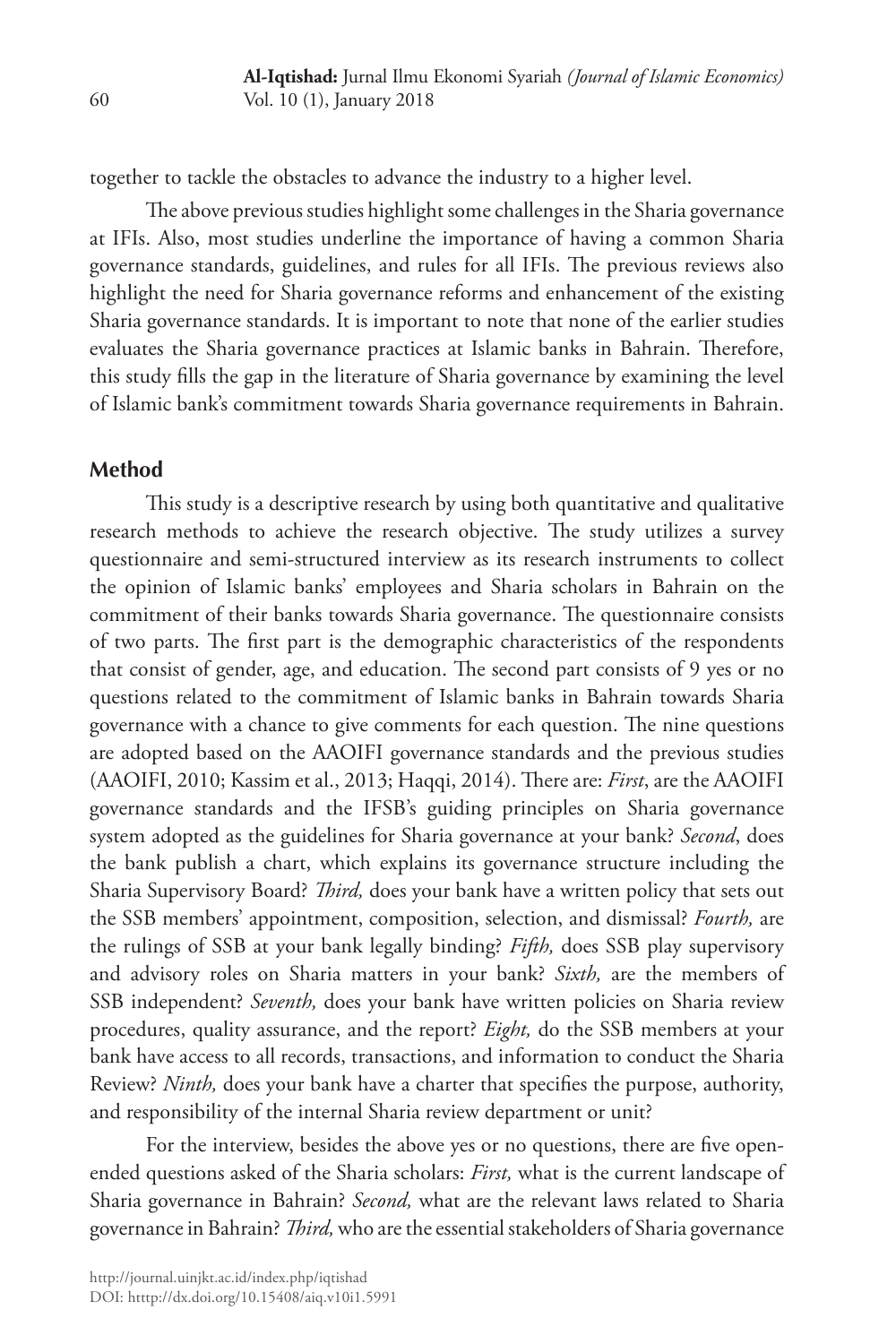together to tackle the obstacles to advance the industry to a higher level.

The above previous studies highlight some challenges in the Sharia governance at IFIs. Also, most studies underline the importance of having a common Sharia governance standards, guidelines, and rules for all IFIs. The previous reviews also highlight the need for Sharia governance reforms and enhancement of the existing Sharia governance standards. It is important to note that none of the earlier studies evaluates the Sharia governance practices at Islamic banks in Bahrain. Therefore, this study fills the gap in the literature of Sharia governance by examining the level of Islamic bank's commitment towards Sharia governance requirements in Bahrain.

## Method

This study is a descriptive research by using both quantitative and qualitative research methods to achieve the research objective. The study utilizes a survey questionnaire and semi-structured interview as its research instruments to collect the opinion of Islamic banks' employees and Sharia scholars in Bahrain on the commitment of their banks towards Sharia governance. The questionnaire consists of two parts. The first part is the demographic characteristics of the respondents that consist of gender, age, and education. The second part consists of 9 yes or no questions related to the commitment of Islamic banks in Bahrain towards Sharia governance with a chance to give comments for each question. The nine questions are adopted based on the AAOIFI governance standards and the previous studies (AAOIFI, 2010; Kassim et al., 2013; Haqqi, 2014). There are: *First*, are the AAOIFI governance standards and the IFSB's guiding principles on Sharia governance system adopted as the guidelines for Sharia governance at your bank? *Second*, does the bank publish a chart, which explains its governance structure including the Sharia Supervisory Board? *Third,* does your bank have a written policy that sets out the SSB members' appointment, composition, selection, and dismissal? *Fourth,* are the rulings of SSB at your bank legally binding? *Fifth,* does SSB play supervisory and advisory roles on Sharia matters in your bank? *Sixth,* are the members of SSB independent? *Seventh,* does your bank have written policies on Sharia review procedures, quality assurance, and the report? *Eight,* do the SSB members at your bank have access to all records, transactions, and information to conduct the Sharia Review? *Ninth,* does your bank have a charter that specifies the purpose, authority, and responsibility of the internal Sharia review department or unit?

For the interview, besides the above yes or no questions, there are five open-ended questions asked of the Sharia scholars: *First,* what is the current landscape of Sharia governance in Bahrain? *Second,* what are the relevant laws related to Sharia governance in Bahrain? *Third,* who are the essential stakeholders of Sharia governance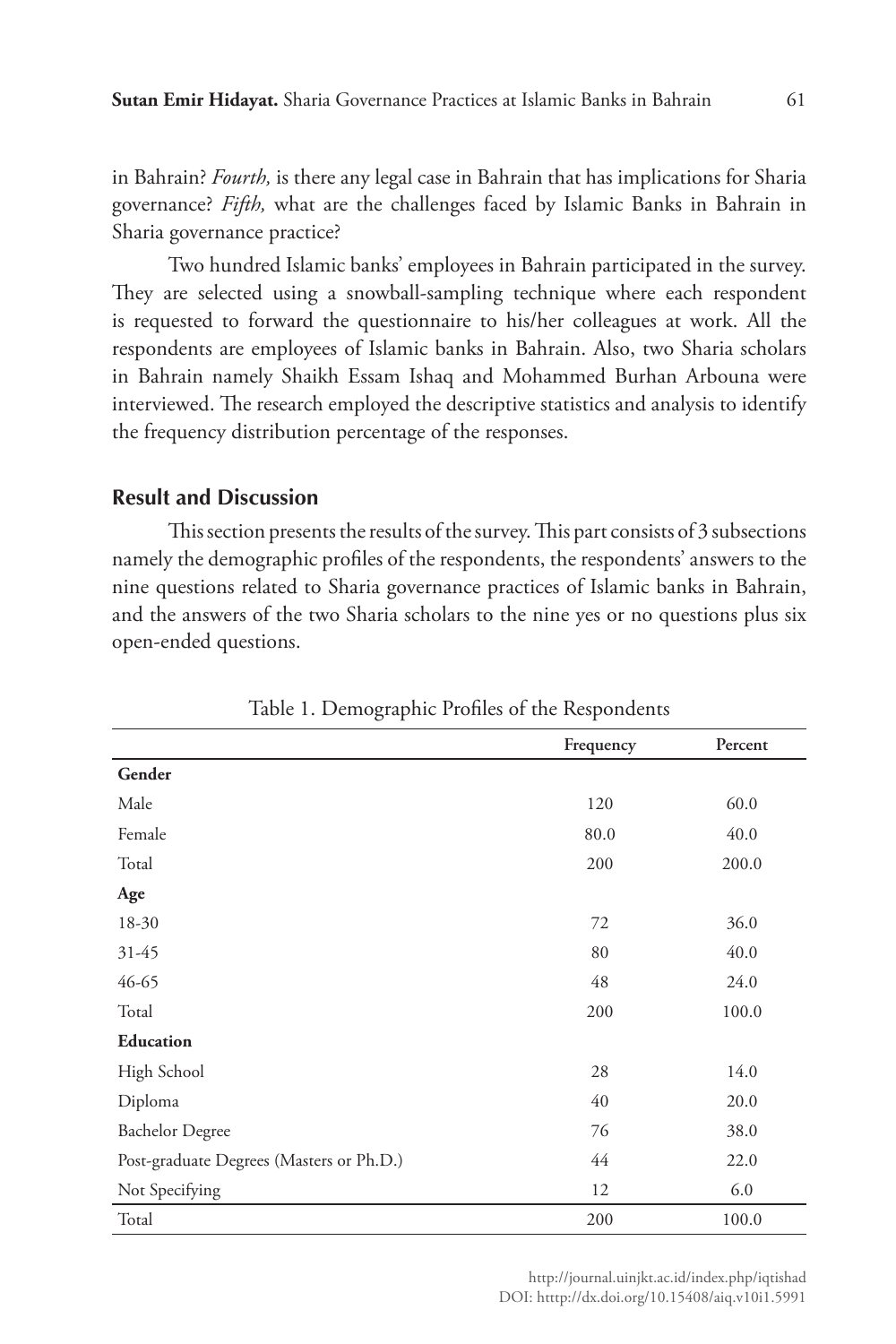in Bahrain? *Fourth,* is there any legal case in Bahrain that has implications for Sharia governance? *Fifth,* what are the challenges faced by Islamic Banks in Bahrain in Sharia governance practice?

Two hundred Islamic banks' employees in Bahrain participated in the survey. They are selected using a snowball-sampling technique where each respondent is requested to forward the questionnaire to his/her colleagues at work. All the respondents are employees of Islamic banks in Bahrain. Also, two Sharia scholars in Bahrain namely Shaikh Essam Ishaq and Mohammed Burhan Arbouna were interviewed. The research employed the descriptive statistics and analysis to identify the frequency distribution percentage of the responses.

## Result and Discussion

This section presents the results of the survey. This part consists of 3 subsections namely the demographic profiles of the respondents, the respondents' answers to the nine questions related to Sharia governance practices of Islamic banks in Bahrain, and the answers of the two Sharia scholars to the nine yes or no questions plus six open-ended questions.

Table 1. Demographic Profiles of the Respondents

| | Frequency | Percent |
|---|---|---|
| **Gender** | | |
| Male | 120 | 60.0 |
| Female | 80.0 | 40.0 |
| Total | 200 | 200.0 |
| **Age** | | |
| 18-30 | 72 | 36.0 |
| 31-45 | 80 | 40.0 |
| 46-65 | 48 | 24.0 |
| Total | 200 | 100.0 |
| **Education** | | |
| High School | 28 | 14.0 |
| Diploma | 40 | 20.0 |
| Bachelor Degree | 76 | 38.0 |
| Post-graduate Degrees (Masters or Ph.D.) | 44 | 22.0 |
| Not Specifying | 12 | 6.0 |
| Total | 200 | 100.0 |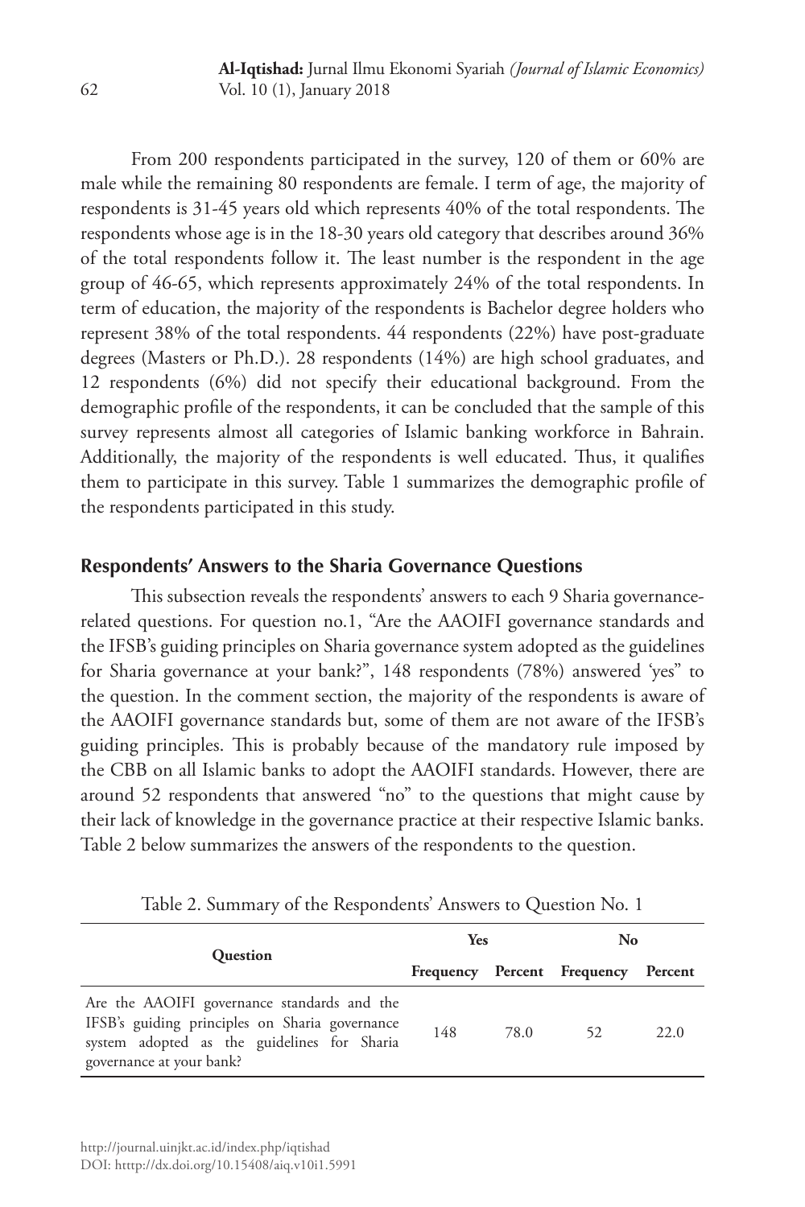From 200 respondents participated in the survey, 120 of them or 60% are male while the remaining 80 respondents are female. I term of age, the majority of respondents is 31-45 years old which represents 40% of the total respondents. The respondents whose age is in the 18-30 years old category that describes around 36% of the total respondents follow it. The least number is the respondent in the age group of 46-65, which represents approximately 24% of the total respondents. In term of education, the majority of the respondents is Bachelor degree holders who represent 38% of the total respondents. 44 respondents (22%) have post-graduate degrees (Masters or Ph.D.). 28 respondents (14%) are high school graduates, and 12 respondents (6%) did not specify their educational background. From the demographic profile of the respondents, it can be concluded that the sample of this survey represents almost all categories of Islamic banking workforce in Bahrain. Additionally, the majority of the respondents is well educated. Thus, it qualifies them to participate in this survey. Table 1 summarizes the demographic profile of the respondents participated in this study.

## Respondents' Answers to the Sharia Governance Questions

This subsection reveals the respondents' answers to each 9 Sharia governance-related questions. For question no.1, "Are the AAOIFI governance standards and the IFSB's guiding principles on Sharia governance system adopted as the guidelines for Sharia governance at your bank?", 148 respondents (78%) answered 'yes" to the question. In the comment section, the majority of the respondents is aware of the AAOIFI governance standards but, some of them are not aware of the IFSB's guiding principles. This is probably because of the mandatory rule imposed by the CBB on all Islamic banks to adopt the AAOIFI standards. However, there are around 52 respondents that answered "no" to the questions that might cause by their lack of knowledge in the governance practice at their respective Islamic banks. Table 2 below summarizes the answers of the respondents to the question.

Table 2. Summary of the Respondents' Answers to Question No. 1

| Question | Yes | | No | |
|---|---|---|---|---|
| | Frequency | Percent | Frequency | Percent |
| Are the AAOIFI governance standards and the IFSB's guiding principles on Sharia governance system adopted as the guidelines for Sharia governance at your bank? | 148 | 78.0 | 52 | 22.0 |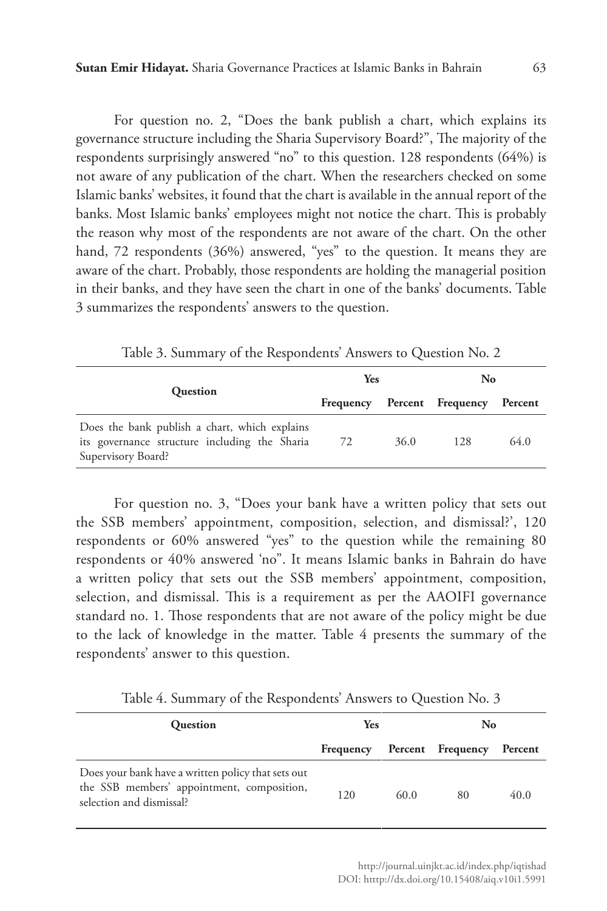For question no. 2, "Does the bank publish a chart, which explains its governance structure including the Sharia Supervisory Board?", The majority of the respondents surprisingly answered "no" to this question. 128 respondents (64%) is not aware of any publication of the chart. When the researchers checked on some Islamic banks' websites, it found that the chart is available in the annual report of the banks. Most Islamic banks' employees might not notice the chart. This is probably the reason why most of the respondents are not aware of the chart. On the other hand, 72 respondents (36%) answered, "yes" to the question. It means they are aware of the chart. Probably, those respondents are holding the managerial position in their banks, and they have seen the chart in one of the banks' documents. Table 3 summarizes the respondents' answers to the question.

Table 3. Summary of the Respondents' Answers to Question No. 2

| Question | Yes | | No | |
|---|---|---|---|---|
| | Frequency | Percent | Frequency | Percent |
| Does the bank publish a chart, which explains its governance structure including the Sharia Supervisory Board? | 72 | 36.0 | 128 | 64.0 |

For question no. 3, "Does your bank have a written policy that sets out the SSB members' appointment, composition, selection, and dismissal?', 120 respondents or 60% answered "yes" to the question while the remaining 80 respondents or 40% answered 'no". It means Islamic banks in Bahrain do have a written policy that sets out the SSB members' appointment, composition, selection, and dismissal. This is a requirement as per the AAOIFI governance standard no. 1. Those respondents that are not aware of the policy might be due to the lack of knowledge in the matter. Table 4 presents the summary of the respondents' answer to this question.

Table 4. Summary of the Respondents' Answers to Question No. 3

| Question | Yes | | No | |
|---|---|---|---|---|
| | Frequency | Percent | Frequency | Percent |
| Does your bank have a written policy that sets out the SSB members' appointment, composition, selection and dismissal? | 120 | 60.0 | 80 | 40.0 |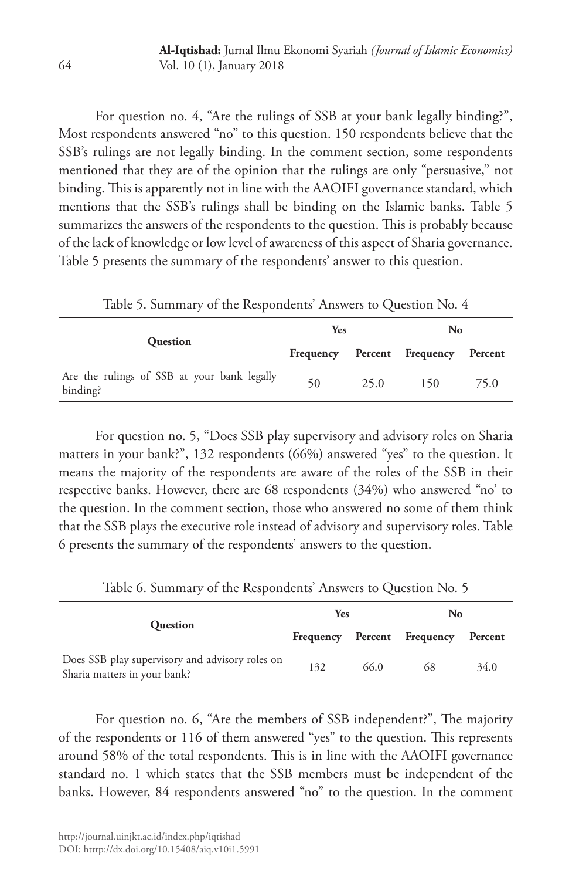For question no. 4, "Are the rulings of SSB at your bank legally binding?", Most respondents answered "no" to this question. 150 respondents believe that the SSB's rulings are not legally binding. In the comment section, some respondents mentioned that they are of the opinion that the rulings are only "persuasive," not binding. This is apparently not in line with the AAOIFI governance standard, which mentions that the SSB's rulings shall be binding on the Islamic banks. Table 5 summarizes the answers of the respondents to the question. This is probably because of the lack of knowledge or low level of awareness of this aspect of Sharia governance. Table 5 presents the summary of the respondents' answer to this question.

Table 5. Summary of the Respondents' Answers to Question No. 4

| Question | Yes | | No | |
|---|---|---|---|---|
| | Frequency | Percent | Frequency | Percent |
| Are the rulings of SSB at your bank legally binding? | 50 | 25.0 | 150 | 75.0 |

For question no. 5, "Does SSB play supervisory and advisory roles on Sharia matters in your bank?", 132 respondents (66%) answered "yes" to the question. It means the majority of the respondents are aware of the roles of the SSB in their respective banks. However, there are 68 respondents (34%) who answered "no' to the question. In the comment section, those who answered no some of them think that the SSB plays the executive role instead of advisory and supervisory roles. Table 6 presents the summary of the respondents' answers to the question.

Table 6. Summary of the Respondents' Answers to Question No. 5

| Question | Yes | | No | |
|---|---|---|---|---|
| | Frequency | Percent | Frequency | Percent |
| Does SSB play supervisory and advisory roles on Sharia matters in your bank? | 132 | 66.0 | 68 | 34.0 |

For question no. 6, "Are the members of SSB independent?", The majority of the respondents or 116 of them answered "yes" to the question. This represents around 58% of the total respondents. This is in line with the AAOIFI governance standard no. 1 which states that the SSB members must be independent of the banks. However, 84 respondents answered "no" to the question. In the comment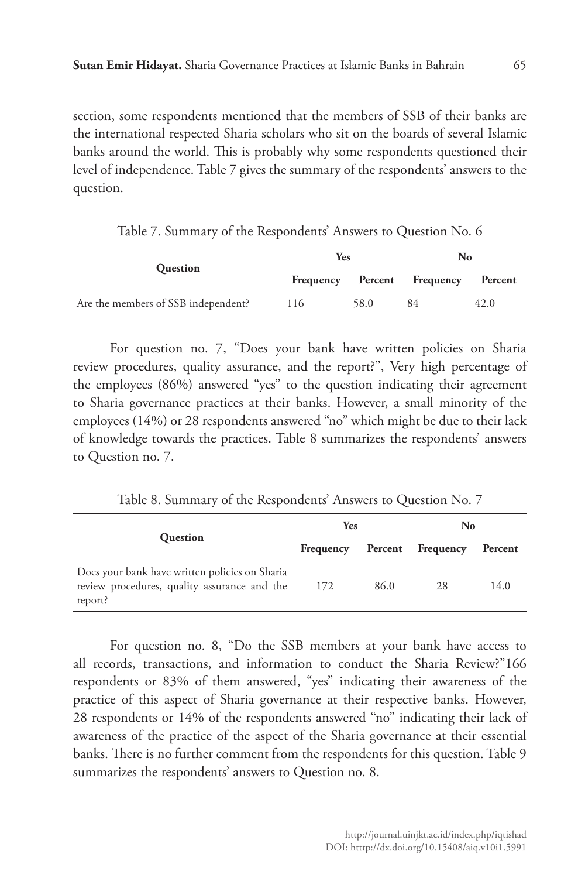section, some respondents mentioned that the members of SSB of their banks are the international respected Sharia scholars who sit on the boards of several Islamic banks around the world. This is probably why some respondents questioned their level of independence. Table 7 gives the summary of the respondents' answers to the question.

Table 7. Summary of the Respondents' Answers to Question No. 6

| Question | Yes | | No | |
|---|---|---|---|---|
| | Frequency | Percent | Frequency | Percent |
| Are the members of SSB independent? | 116 | 58.0 | 84 | 42.0 |

For question no. 7, "Does your bank have written policies on Sharia review procedures, quality assurance, and the report?", Very high percentage of the employees (86%) answered "yes" to the question indicating their agreement to Sharia governance practices at their banks. However, a small minority of the employees (14%) or 28 respondents answered "no" which might be due to their lack of knowledge towards the practices. Table 8 summarizes the respondents' answers to Question no. 7.

Table 8. Summary of the Respondents' Answers to Question No. 7

| Question | Yes | | No | |
|---|---|---|---|---|
| | Frequency | Percent | Frequency | Percent |
| Does your bank have written policies on Sharia review procedures, quality assurance and the report? | 172 | 86.0 | 28 | 14.0 |

For question no. 8, "Do the SSB members at your bank have access to all records, transactions, and information to conduct the Sharia Review?"166 respondents or 83% of them answered, "yes" indicating their awareness of the practice of this aspect of Sharia governance at their respective banks. However, 28 respondents or 14% of the respondents answered "no" indicating their lack of awareness of the practice of the aspect of the Sharia governance at their essential banks. There is no further comment from the respondents for this question. Table 9 summarizes the respondents' answers to Question no. 8.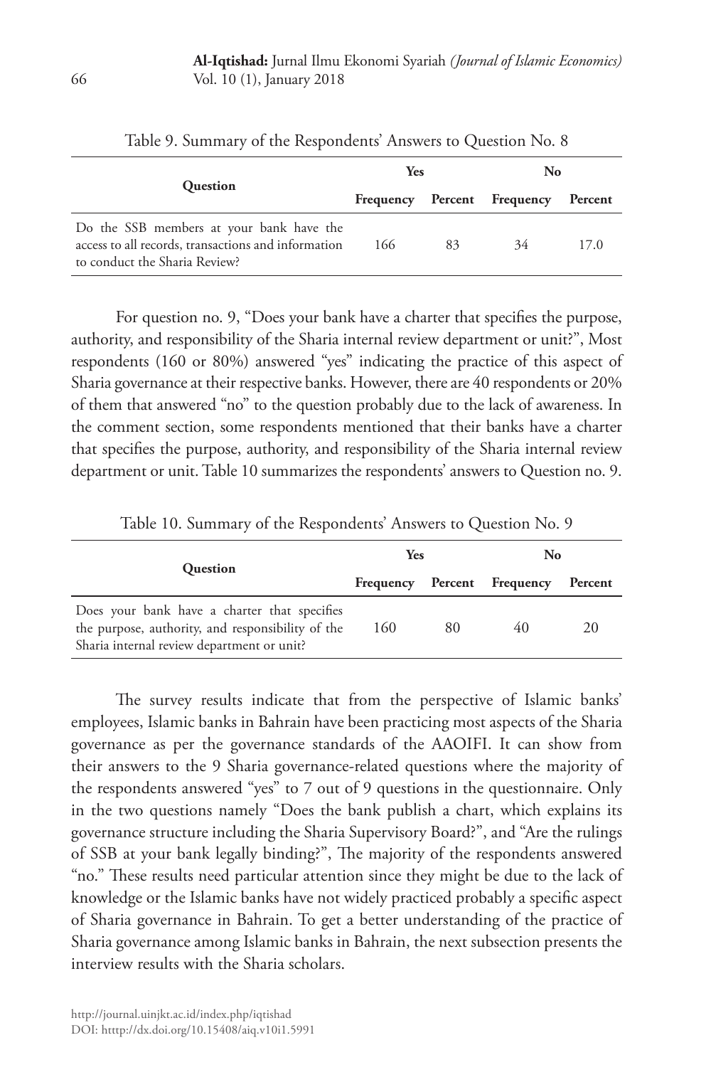Table 9. Summary of the Respondents' Answers to Question No. 8

| Question | Yes | | No | |
|---|---|---|---|---|
| | Frequency | Percent | Frequency | Percent |
| Do the SSB members at your bank have the access to all records, transactions and information to conduct the Sharia Review? | 166 | 83 | 34 | 17.0 |

For question no. 9, "Does your bank have a charter that specifies the purpose, authority, and responsibility of the Sharia internal review department or unit?", Most respondents (160 or 80%) answered "yes" indicating the practice of this aspect of Sharia governance at their respective banks. However, there are 40 respondents or 20% of them that answered "no" to the question probably due to the lack of awareness. In the comment section, some respondents mentioned that their banks have a charter that specifies the purpose, authority, and responsibility of the Sharia internal review department or unit. Table 10 summarizes the respondents' answers to Question no. 9.

Table 10. Summary of the Respondents' Answers to Question No. 9

| Question | Yes | | No | |
|---|---|---|---|---|
| | Frequency | Percent | Frequency | Percent |
| Does your bank have a charter that specifies the purpose, authority, and responsibility of the Sharia internal review department or unit? | 160 | 80 | 40 | 20 |

The survey results indicate that from the perspective of Islamic banks' employees, Islamic banks in Bahrain have been practicing most aspects of the Sharia governance as per the governance standards of the AAOIFI. It can show from their answers to the 9 Sharia governance-related questions where the majority of the respondents answered "yes" to 7 out of 9 questions in the questionnaire. Only in the two questions namely "Does the bank publish a chart, which explains its governance structure including the Sharia Supervisory Board?", and "Are the rulings of SSB at your bank legally binding?", The majority of the respondents answered "no." These results need particular attention since they might be due to the lack of knowledge or the Islamic banks have not widely practiced probably a specific aspect of Sharia governance in Bahrain. To get a better understanding of the practice of Sharia governance among Islamic banks in Bahrain, the next subsection presents the interview results with the Sharia scholars.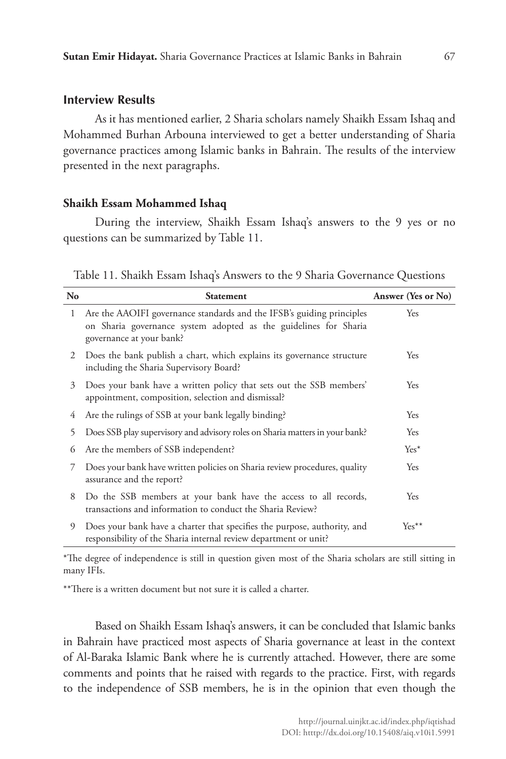## Interview Results

As it has mentioned earlier, 2 Sharia scholars namely Shaikh Essam Ishaq and Mohammed Burhan Arbouna interviewed to get a better understanding of Sharia governance practices among Islamic banks in Bahrain. The results of the interview presented in the next paragraphs.

### Shaikh Essam Mohammed Ishaq

During the interview, Shaikh Essam Ishaq's answers to the 9 yes or no questions can be summarized by Table 11.

Table 11. Shaikh Essam Ishaq's Answers to the 9 Sharia Governance Questions

| No | Statement | Answer (Yes or No) |
|---|---|---|
| 1 | Are the AAOIFI governance standards and the IFSB's guiding principles on Sharia governance system adopted as the guidelines for Sharia governance at your bank? | Yes |
| 2 | Does the bank publish a chart, which explains its governance structure including the Sharia Supervisory Board? | Yes |
| 3 | Does your bank have a written policy that sets out the SSB members' appointment, composition, selection and dismissal? | Yes |
| 4 | Are the rulings of SSB at your bank legally binding? | Yes |
| 5 | Does SSB play supervisory and advisory roles on Sharia matters in your bank? | Yes |
| 6 | Are the members of SSB independent? | Yes* |
| 7 | Does your bank have written policies on Sharia review procedures, quality assurance and the report? | Yes |
| 8 | Do the SSB members at your bank have the access to all records, transactions and information to conduct the Sharia Review? | Yes |
| 9 | Does your bank have a charter that specifies the purpose, authority, and responsibility of the Sharia internal review department or unit? | Yes** |

*The degree of independence is still in question given most of the Sharia scholars are still sitting in many IFIs.

**There is a written document but not sure it is called a charter.

Based on Shaikh Essam Ishaq's answers, it can be concluded that Islamic banks in Bahrain have practiced most aspects of Sharia governance at least in the context of Al-Baraka Islamic Bank where he is currently attached. However, there are some comments and points that he raised with regards to the practice. First, with regards to the independence of SSB members, he is in the opinion that even though the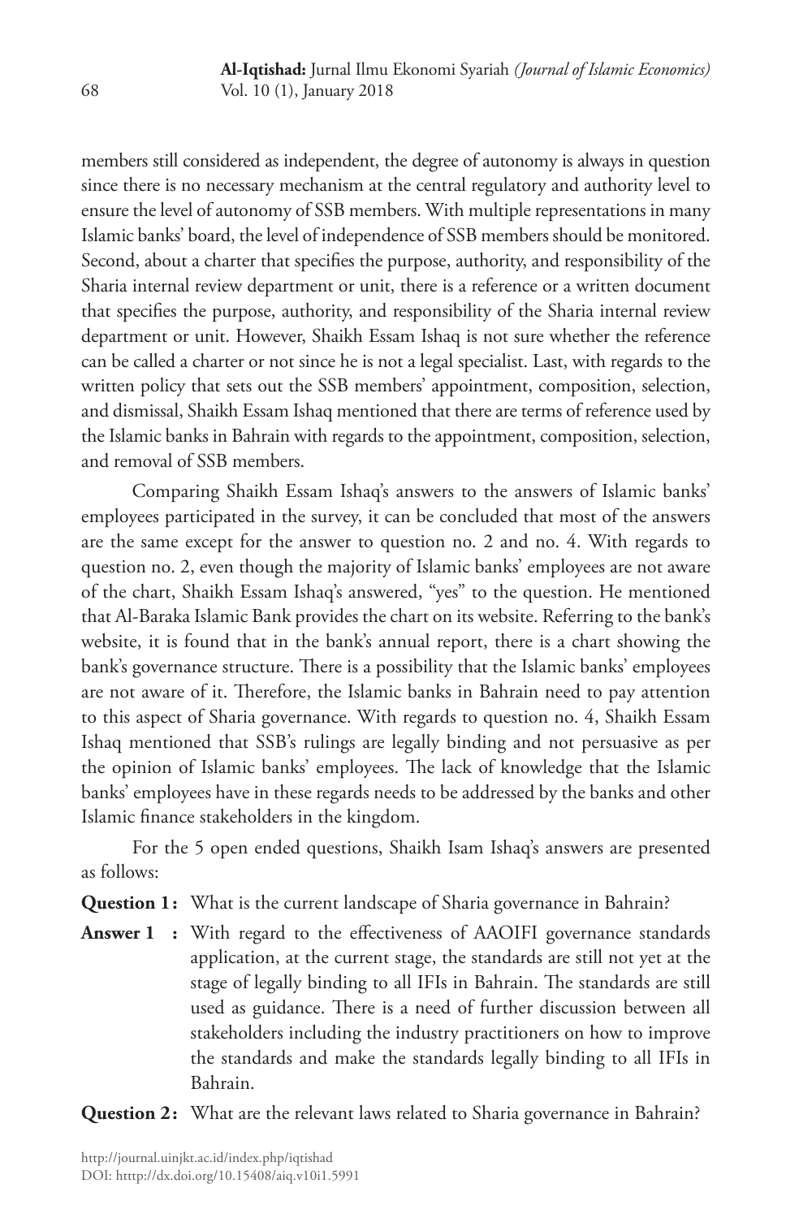members still considered as independent, the degree of autonomy is always in question since there is no necessary mechanism at the central regulatory and authority level to ensure the level of autonomy of SSB members. With multiple representations in many Islamic banks' board, the level of independence of SSB members should be monitored. Second, about a charter that specifies the purpose, authority, and responsibility of the Sharia internal review department or unit, there is a reference or a written document that specifies the purpose, authority, and responsibility of the Sharia internal review department or unit. However, Shaikh Essam Ishaq is not sure whether the reference can be called a charter or not since he is not a legal specialist. Last, with regards to the written policy that sets out the SSB members' appointment, composition, selection, and dismissal, Shaikh Essam Ishaq mentioned that there are terms of reference used by the Islamic banks in Bahrain with regards to the appointment, composition, selection, and removal of SSB members.

Comparing Shaikh Essam Ishaq's answers to the answers of Islamic banks' employees participated in the survey, it can be concluded that most of the answers are the same except for the answer to question no. 2 and no. 4. With regards to question no. 2, even though the majority of Islamic banks' employees are not aware of the chart, Shaikh Essam Ishaq's answered, "yes" to the question. He mentioned that Al-Baraka Islamic Bank provides the chart on its website. Referring to the bank's website, it is found that in the bank's annual report, there is a chart showing the bank's governance structure. There is a possibility that the Islamic banks' employees are not aware of it. Therefore, the Islamic banks in Bahrain need to pay attention to this aspect of Sharia governance. With regards to question no. 4, Shaikh Essam Ishaq mentioned that SSB's rulings are legally binding and not persuasive as per the opinion of Islamic banks' employees. The lack of knowledge that the Islamic banks' employees have in these regards needs to be addressed by the banks and other Islamic finance stakeholders in the kingdom.

For the 5 open ended questions, Shaikh Isam Ishaq's answers are presented as follows:

**Question 1 :** What is the current landscape of Sharia governance in Bahrain?

**Answer 1 :** With regard to the effectiveness of AAOIFI governance standards application, at the current stage, the standards are still not yet at the stage of legally binding to all IFIs in Bahrain. The standards are still used as guidance. There is a need of further discussion between all stakeholders including the industry practitioners on how to improve the standards and make the standards legally binding to all IFIs in Bahrain.

**Question 2 :** What are the relevant laws related to Sharia governance in Bahrain?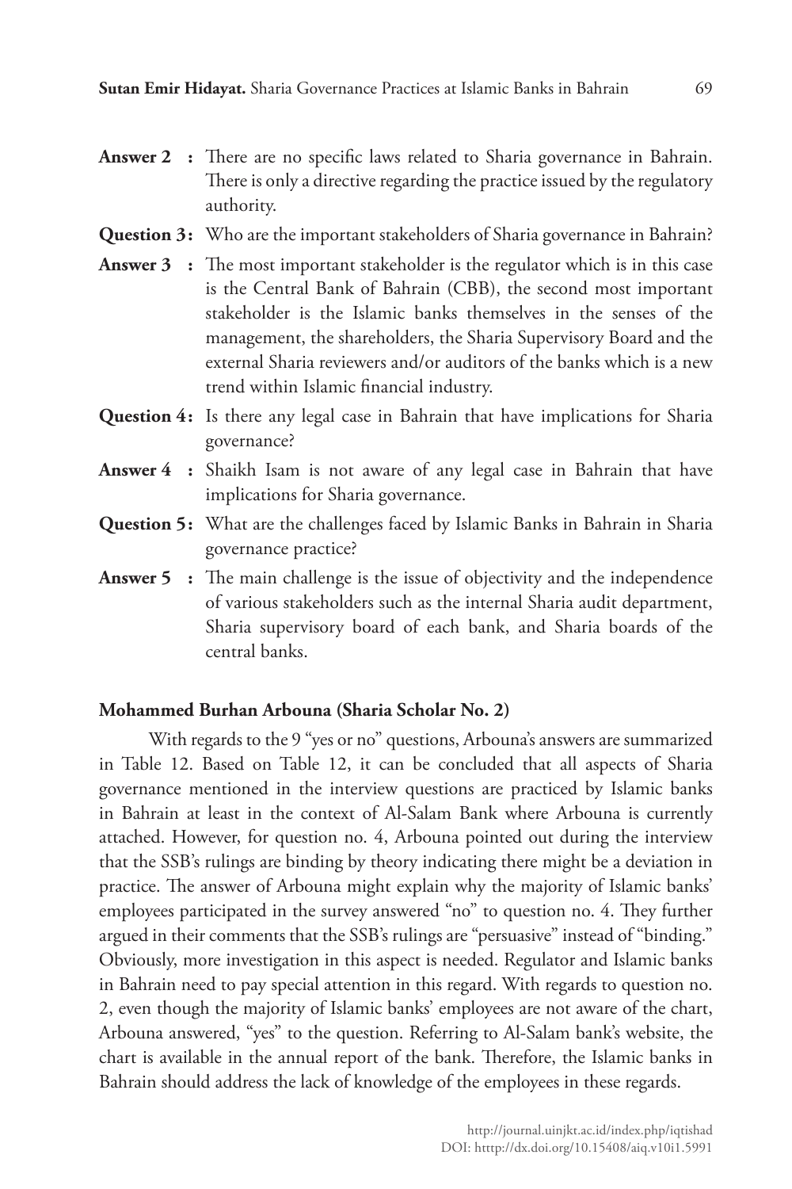**Answer 2 :** There are no specific laws related to Sharia governance in Bahrain. There is only a directive regarding the practice issued by the regulatory authority.

**Question 3:** Who are the important stakeholders of Sharia governance in Bahrain?

**Answer 3 :** The most important stakeholder is the regulator which is in this case is the Central Bank of Bahrain (CBB), the second most important stakeholder is the Islamic banks themselves in the senses of the management, the shareholders, the Sharia Supervisory Board and the external Sharia reviewers and/or auditors of the banks which is a new trend within Islamic financial industry.

**Question 4:** Is there any legal case in Bahrain that have implications for Sharia governance?

**Answer 4 :** Shaikh Isam is not aware of any legal case in Bahrain that have implications for Sharia governance.

**Question 5:** What are the challenges faced by Islamic Banks in Bahrain in Sharia governance practice?

**Answer 5 :** The main challenge is the issue of objectivity and the independence of various stakeholders such as the internal Sharia audit department, Sharia supervisory board of each bank, and Sharia boards of the central banks.

**Mohammed Burhan Arbouna (Sharia Scholar No. 2)**

With regards to the 9 "yes or no" questions, Arbouna's answers are summarized in Table 12. Based on Table 12, it can be concluded that all aspects of Sharia governance mentioned in the interview questions are practiced by Islamic banks in Bahrain at least in the context of Al-Salam Bank where Arbouna is currently attached. However, for question no. 4, Arbouna pointed out during the interview that the SSB's rulings are binding by theory indicating there might be a deviation in practice. The answer of Arbouna might explain why the majority of Islamic banks' employees participated in the survey answered "no" to question no. 4. They further argued in their comments that the SSB's rulings are "persuasive" instead of "binding." Obviously, more investigation in this aspect is needed. Regulator and Islamic banks in Bahrain need to pay special attention in this regard. With regards to question no. 2, even though the majority of Islamic banks' employees are not aware of the chart, Arbouna answered, "yes" to the question. Referring to Al-Salam bank's website, the chart is available in the annual report of the bank. Therefore, the Islamic banks in Bahrain should address the lack of knowledge of the employees in these regards.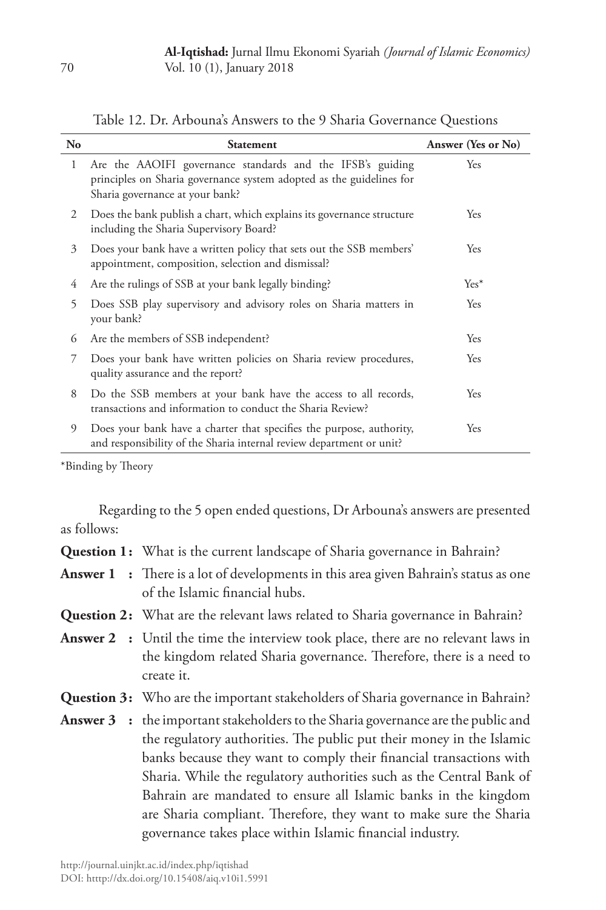Table 12. Dr. Arbouna's Answers to the 9 Sharia Governance Questions

| No | Statement | Answer (Yes or No) |
|---|---|---|
| 1 | Are the AAOIFI governance standards and the IFSB's guiding principles on Sharia governance system adopted as the guidelines for Sharia governance at your bank? | Yes |
| 2 | Does the bank publish a chart, which explains its governance structure including the Sharia Supervisory Board? | Yes |
| 3 | Does your bank have a written policy that sets out the SSB members' appointment, composition, selection and dismissal? | Yes |
| 4 | Are the rulings of SSB at your bank legally binding? | Yes* |
| 5 | Does SSB play supervisory and advisory roles on Sharia matters in your bank? | Yes |
| 6 | Are the members of SSB independent? | Yes |
| 7 | Does your bank have written policies on Sharia review procedures, quality assurance and the report? | Yes |
| 8 | Do the SSB members at your bank have the access to all records, transactions and information to conduct the Sharia Review? | Yes |
| 9 | Does your bank have a charter that specifies the purpose, authority, and responsibility of the Sharia internal review department or unit? | Yes |

*Binding by Theory

Regarding to the 5 open ended questions, Dr Arbouna's answers are presented as follows:

**Question 1 :** What is the current landscape of Sharia governance in Bahrain?

**Answer 1 :** There is a lot of developments in this area given Bahrain's status as one of the Islamic financial hubs.

**Question 2 :** What are the relevant laws related to Sharia governance in Bahrain?

**Answer 2 :** Until the time the interview took place, there are no relevant laws in the kingdom related Sharia governance. Therefore, there is a need to create it.

**Question 3 :** Who are the important stakeholders of Sharia governance in Bahrain?

**Answer 3 :** the important stakeholders to the Sharia governance are the public and the regulatory authorities. The public put their money in the Islamic banks because they want to comply their financial transactions with Sharia. While the regulatory authorities such as the Central Bank of Bahrain are mandated to ensure all Islamic banks in the kingdom are Sharia compliant. Therefore, they want to make sure the Sharia governance takes place within Islamic financial industry.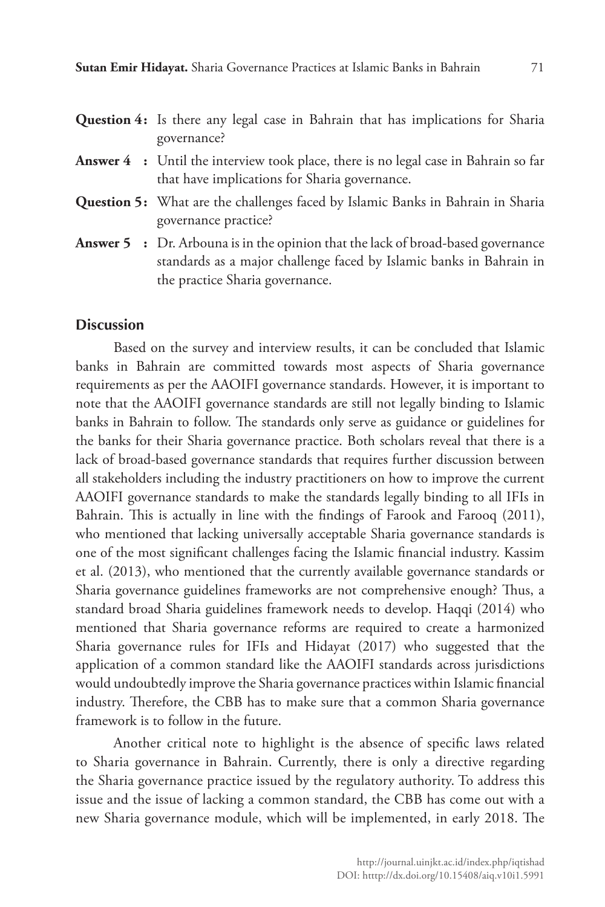**Question 4:** Is there any legal case in Bahrain that has implications for Sharia governance?

**Answer 4 :** Until the interview took place, there is no legal case in Bahrain so far that have implications for Sharia governance.

**Question 5:** What are the challenges faced by Islamic Banks in Bahrain in Sharia governance practice?

**Answer 5 :** Dr. Arbouna is in the opinion that the lack of broad-based governance standards as a major challenge faced by Islamic banks in Bahrain in the practice Sharia governance.

## Discussion

Based on the survey and interview results, it can be concluded that Islamic banks in Bahrain are committed towards most aspects of Sharia governance requirements as per the AAOIFI governance standards. However, it is important to note that the AAOIFI governance standards are still not legally binding to Islamic banks in Bahrain to follow. The standards only serve as guidance or guidelines for the banks for their Sharia governance practice. Both scholars reveal that there is a lack of broad-based governance standards that requires further discussion between all stakeholders including the industry practitioners on how to improve the current AAOIFI governance standards to make the standards legally binding to all IFIs in Bahrain. This is actually in line with the findings of Farook and Farooq (2011), who mentioned that lacking universally acceptable Sharia governance standards is one of the most significant challenges facing the Islamic financial industry. Kassim et al. (2013), who mentioned that the currently available governance standards or Sharia governance guidelines frameworks are not comprehensive enough? Thus, a standard broad Sharia guidelines framework needs to develop. Haqqi (2014) who mentioned that Sharia governance reforms are required to create a harmonized Sharia governance rules for IFIs and Hidayat (2017) who suggested that the application of a common standard like the AAOIFI standards across jurisdictions would undoubtedly improve the Sharia governance practices within Islamic financial industry. Therefore, the CBB has to make sure that a common Sharia governance framework is to follow in the future.

Another critical note to highlight is the absence of specific laws related to Sharia governance in Bahrain. Currently, there is only a directive regarding the Sharia governance practice issued by the regulatory authority. To address this issue and the issue of lacking a common standard, the CBB has come out with a new Sharia governance module, which will be implemented, in early 2018. The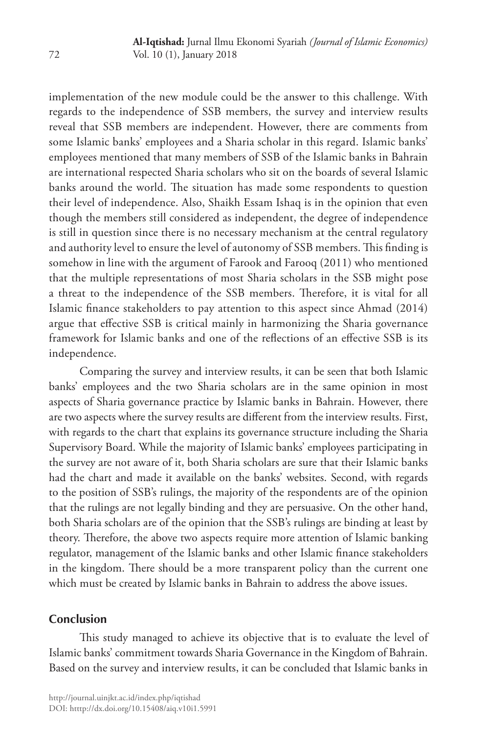implementation of the new module could be the answer to this challenge. With regards to the independence of SSB members, the survey and interview results reveal that SSB members are independent. However, there are comments from some Islamic banks' employees and a Sharia scholar in this regard. Islamic banks' employees mentioned that many members of SSB of the Islamic banks in Bahrain are international respected Sharia scholars who sit on the boards of several Islamic banks around the world. The situation has made some respondents to question their level of independence. Also, Shaikh Essam Ishaq is in the opinion that even though the members still considered as independent, the degree of independence is still in question since there is no necessary mechanism at the central regulatory and authority level to ensure the level of autonomy of SSB members. This finding is somehow in line with the argument of Farook and Farooq (2011) who mentioned that the multiple representations of most Sharia scholars in the SSB might pose a threat to the independence of the SSB members. Therefore, it is vital for all Islamic finance stakeholders to pay attention to this aspect since Ahmad (2014) argue that effective SSB is critical mainly in harmonizing the Sharia governance framework for Islamic banks and one of the reflections of an effective SSB is its independence.

Comparing the survey and interview results, it can be seen that both Islamic banks' employees and the two Sharia scholars are in the same opinion in most aspects of Sharia governance practice by Islamic banks in Bahrain. However, there are two aspects where the survey results are different from the interview results. First, with regards to the chart that explains its governance structure including the Sharia Supervisory Board. While the majority of Islamic banks' employees participating in the survey are not aware of it, both Sharia scholars are sure that their Islamic banks had the chart and made it available on the banks' websites. Second, with regards to the position of SSB's rulings, the majority of the respondents are of the opinion that the rulings are not legally binding and they are persuasive. On the other hand, both Sharia scholars are of the opinion that the SSB's rulings are binding at least by theory. Therefore, the above two aspects require more attention of Islamic banking regulator, management of the Islamic banks and other Islamic finance stakeholders in the kingdom. There should be a more transparent policy than the current one which must be created by Islamic banks in Bahrain to address the above issues.

## Conclusion

This study managed to achieve its objective that is to evaluate the level of Islamic banks' commitment towards Sharia Governance in the Kingdom of Bahrain. Based on the survey and interview results, it can be concluded that Islamic banks in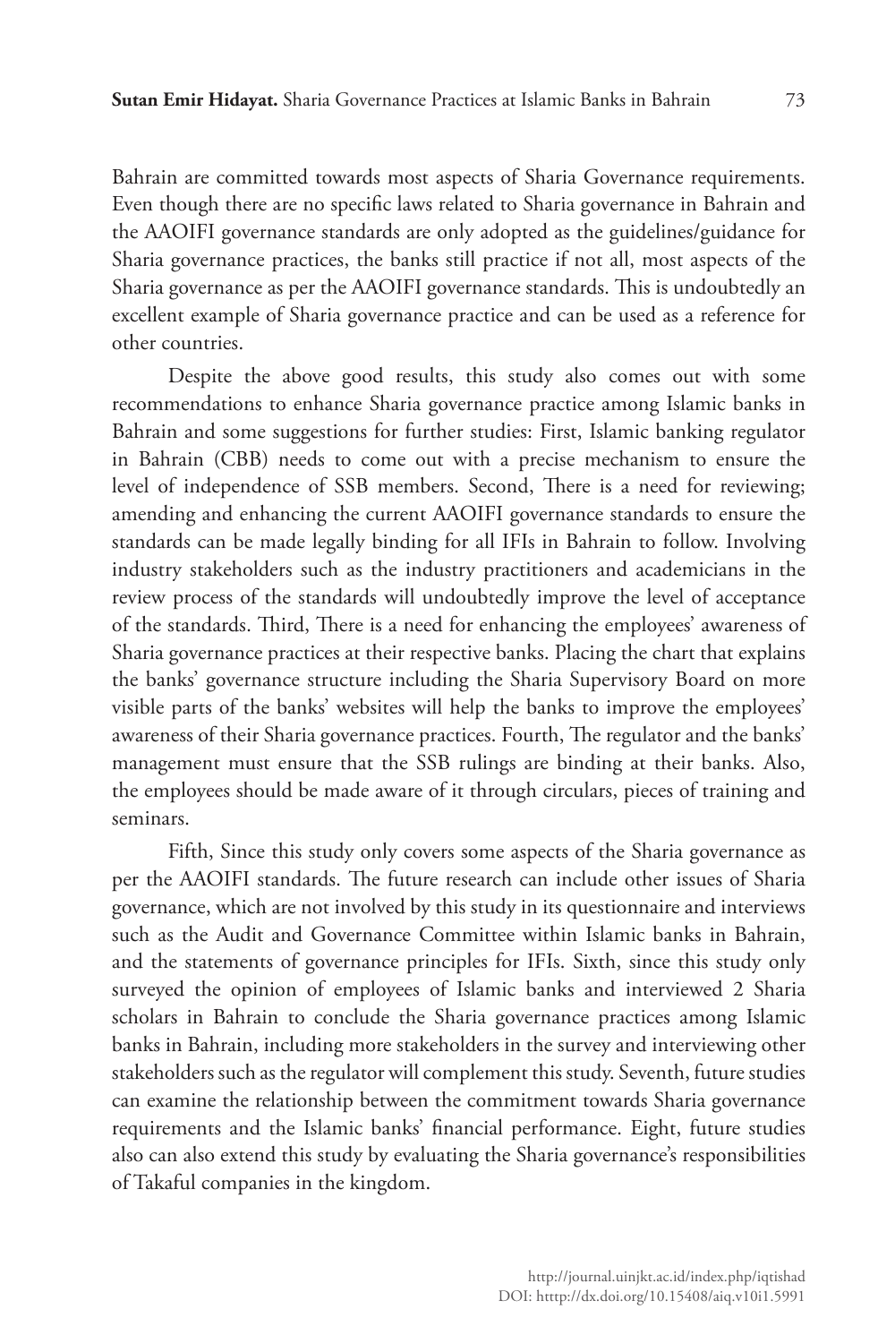Bahrain are committed towards most aspects of Sharia Governance requirements. Even though there are no specific laws related to Sharia governance in Bahrain and the AAOIFI governance standards are only adopted as the guidelines/guidance for Sharia governance practices, the banks still practice if not all, most aspects of the Sharia governance as per the AAOIFI governance standards. This is undoubtedly an excellent example of Sharia governance practice and can be used as a reference for other countries.

Despite the above good results, this study also comes out with some recommendations to enhance Sharia governance practice among Islamic banks in Bahrain and some suggestions for further studies: First, Islamic banking regulator in Bahrain (CBB) needs to come out with a precise mechanism to ensure the level of independence of SSB members. Second, There is a need for reviewing; amending and enhancing the current AAOIFI governance standards to ensure the standards can be made legally binding for all IFIs in Bahrain to follow. Involving industry stakeholders such as the industry practitioners and academicians in the review process of the standards will undoubtedly improve the level of acceptance of the standards. Third, There is a need for enhancing the employees' awareness of Sharia governance practices at their respective banks. Placing the chart that explains the banks' governance structure including the Sharia Supervisory Board on more visible parts of the banks' websites will help the banks to improve the employees' awareness of their Sharia governance practices. Fourth, The regulator and the banks' management must ensure that the SSB rulings are binding at their banks. Also, the employees should be made aware of it through circulars, pieces of training and seminars.

Fifth, Since this study only covers some aspects of the Sharia governance as per the AAOIFI standards. The future research can include other issues of Sharia governance, which are not involved by this study in its questionnaire and interviews such as the Audit and Governance Committee within Islamic banks in Bahrain, and the statements of governance principles for IFIs. Sixth, since this study only surveyed the opinion of employees of Islamic banks and interviewed 2 Sharia scholars in Bahrain to conclude the Sharia governance practices among Islamic banks in Bahrain, including more stakeholders in the survey and interviewing other stakeholders such as the regulator will complement this study. Seventh, future studies can examine the relationship between the commitment towards Sharia governance requirements and the Islamic banks' financial performance. Eight, future studies also can also extend this study by evaluating the Sharia governance's responsibilities of Takaful companies in the kingdom.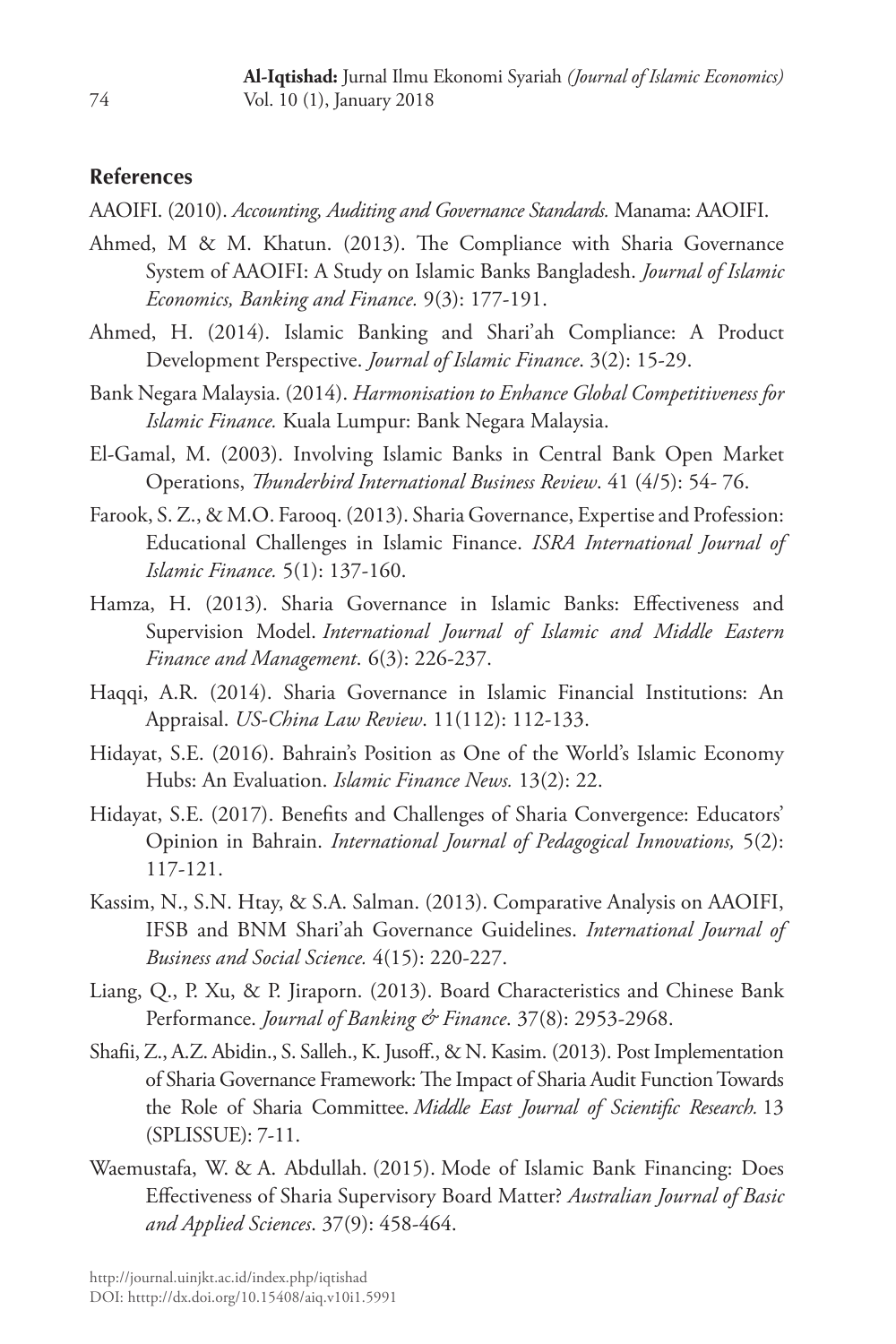## References

AAOIFI. (2010). *Accounting, Auditing and Governance Standards.* Manama: AAOIFI.

Ahmed, M & M. Khatun. (2013). The Compliance with Sharia Governance System of AAOIFI: A Study on Islamic Banks Bangladesh. *Journal of Islamic Economics, Banking and Finance.* 9(3): 177-191.

Ahmed, H. (2014). Islamic Banking and Shari'ah Compliance: A Product Development Perspective. *Journal of Islamic Finance*. 3(2): 15-29.

Bank Negara Malaysia. (2014). *Harmonisation to Enhance Global Competitiveness for Islamic Finance.* Kuala Lumpur: Bank Negara Malaysia.

El-Gamal, M. (2003). Involving Islamic Banks in Central Bank Open Market Operations, *Thunderbird International Business Review*. 41 (4/5): 54- 76.

Farook, S. Z., & M.O. Farooq. (2013). Sharia Governance, Expertise and Profession: Educational Challenges in Islamic Finance. *ISRA International Journal of Islamic Finance.* 5(1): 137-160.

Hamza, H. (2013). Sharia Governance in Islamic Banks: Effectiveness and Supervision Model. *International Journal of Islamic and Middle Eastern Finance and Management*. 6(3): 226-237.

Haqqi, A.R. (2014). Sharia Governance in Islamic Financial Institutions: An Appraisal. *US-China Law Review*. 11(112): 112-133.

Hidayat, S.E. (2016). Bahrain's Position as One of the World's Islamic Economy Hubs: An Evaluation. *Islamic Finance News.* 13(2): 22.

Hidayat, S.E. (2017). Benefits and Challenges of Sharia Convergence: Educators' Opinion in Bahrain. *International Journal of Pedagogical Innovations,* 5(2): 117-121.

Kassim, N., S.N. Htay, & S.A. Salman. (2013). Comparative Analysis on AAOIFI, IFSB and BNM Shari'ah Governance Guidelines. *International Journal of Business and Social Science.* 4(15): 220-227.

Liang, Q., P. Xu, & P. Jiraporn. (2013). Board Characteristics and Chinese Bank Performance. *Journal of Banking & Finance*. 37(8): 2953-2968.

Shafii, Z., A.Z. Abidin., S. Salleh., K. Jusoff., & N. Kasim. (2013). Post Implementation of Sharia Governance Framework: The Impact of Sharia Audit Function Towards the Role of Sharia Committee. *Middle East Journal of Scientific Research.* 13 (SPLISSUE): 7-11.

Waemustafa, W. & A. Abdullah. (2015). Mode of Islamic Bank Financing: Does Effectiveness of Sharia Supervisory Board Matter? *Australian Journal of Basic and Applied Sciences*. 37(9): 458-464.